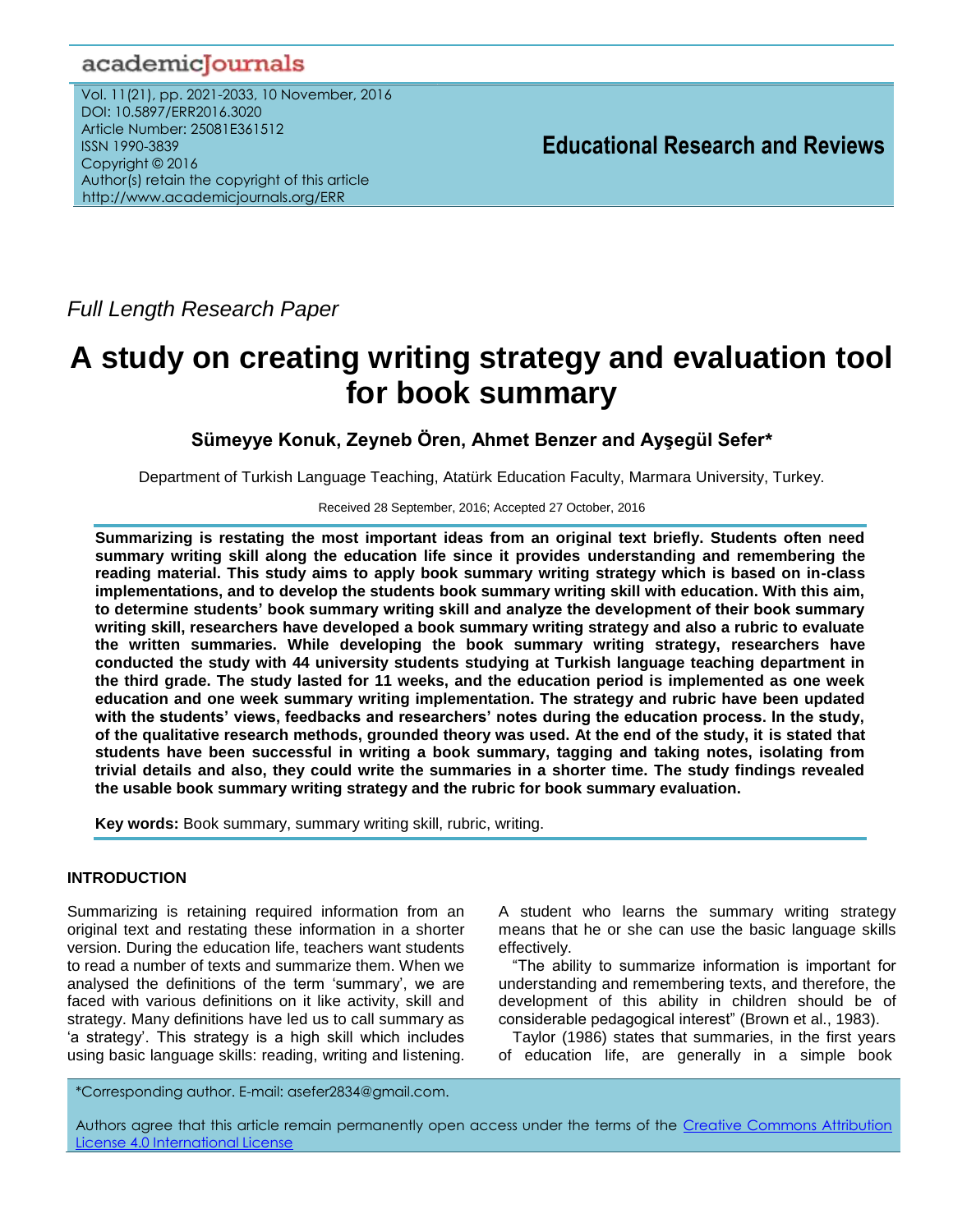academicJournals

Vol. 11(21), pp. 2021-2033, 10 November, 2016
DOI: 10.5897/ERR2016.3020
Article Number: 25081E361512
ISSN 1990-3839
Copyright © 2016
Author(s) retain the copyright of this article
http://www.academicjournals.org/ERR

**Educational Research and Reviews**

*Full Length Research Paper*

# A study on creating writing strategy and evaluation tool for book summary

**Sümeyye Konuk, Zeyneb Ören, Ahmet Benzer and Ayşegül Sefer***

Department of Turkish Language Teaching, Atatürk Education Faculty, Marmara University, Turkey.

Received 28 September, 2016; Accepted 27 October, 2016

**Summarizing is restating the most important ideas from an original text briefly. Students often need summary writing skill along the education life since it provides understanding and remembering the reading material. This study aims to apply book summary writing strategy which is based on in-class implementations, and to develop the students book summary writing skill with education. With this aim, to determine students' book summary writing skill and analyze the development of their book summary writing skill, researchers have developed a book summary writing strategy and also a rubric to evaluate the written summaries. While developing the book summary writing strategy, researchers have conducted the study with 44 university students studying at Turkish language teaching department in the third grade. The study lasted for 11 weeks, and the education period is implemented as one week education and one week summary writing implementation. The strategy and rubric have been updated with the students' views, feedbacks and researchers' notes during the education process. In the study, of the qualitative research methods, grounded theory was used. At the end of the study, it is stated that students have been successful in writing a book summary, tagging and taking notes, isolating from trivial details and also, they could write the summaries in a shorter time. The study findings revealed the usable book summary writing strategy and the rubric for book summary evaluation.**

**Key words:** Book summary, summary writing skill, rubric, writing.

## INTRODUCTION

Summarizing is retaining required information from an original text and restating these information in a shorter version. During the education life, teachers want students to read a number of texts and summarize them. When we analysed the definitions of the term 'summary', we are faced with various definitions on it like activity, skill and strategy. Many definitions have led us to call summary as 'a strategy'. This strategy is a high skill which includes using basic language skills: reading, writing and listening. A student who learns the summary writing strategy means that he or she can use the basic language skills effectively.

"The ability to summarize information is important for understanding and remembering texts, and therefore, the development of this ability in children should be of considerable pedagogical interest" (Brown et al., 1983).

Taylor (1986) states that summaries, in the first years of education life, are generally in a simple book

*Corresponding author. E-mail: asefer2834@gmail.com.

Authors agree that this article remain permanently open access under the terms of the Creative Commons Attribution License 4.0 International License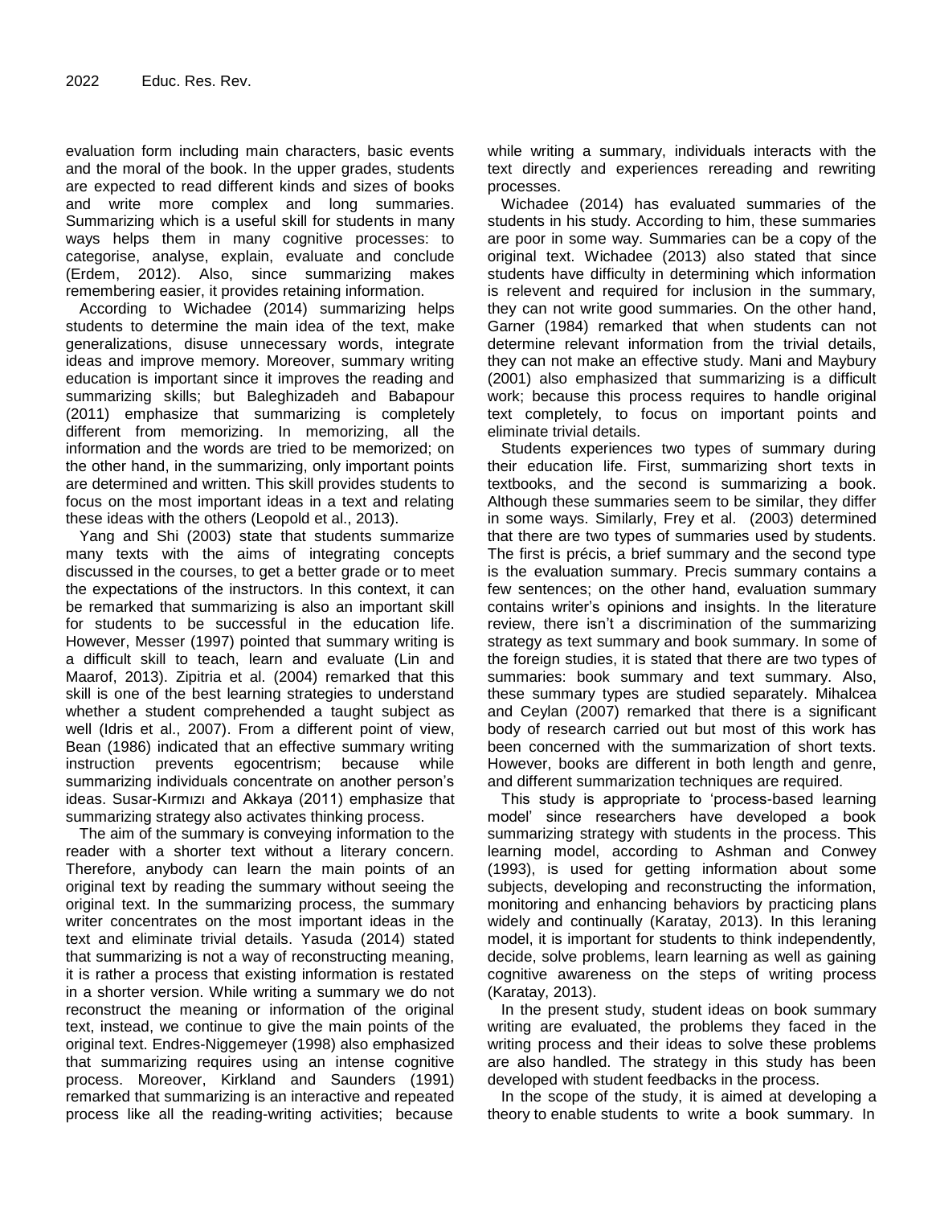evaluation form including main characters, basic events and the moral of the book. In the upper grades, students are expected to read different kinds and sizes of books and write more complex and long summaries. Summarizing which is a useful skill for students in many ways helps them in many cognitive processes: to categorise, analyse, explain, evaluate and conclude (Erdem, 2012). Also, since summarizing makes remembering easier, it provides retaining information.

According to Wichadee (2014) summarizing helps students to determine the main idea of the text, make generalizations, disuse unnecessary words, integrate ideas and improve memory. Moreover, summary writing education is important since it improves the reading and summarizing skills; but Baleghizadeh and Babapour (2011) emphasize that summarizing is completely different from memorizing. In memorizing, all the information and the words are tried to be memorized; on the other hand, in the summarizing, only important points are determined and written. This skill provides students to focus on the most important ideas in a text and relating these ideas with the others (Leopold et al., 2013).

Yang and Shi (2003) state that students summarize many texts with the aims of integrating concepts discussed in the courses, to get a better grade or to meet the expectations of the instructors. In this context, it can be remarked that summarizing is also an important skill for students to be successful in the education life. However, Messer (1997) pointed that summary writing is a difficult skill to teach, learn and evaluate (Lin and Maarof, 2013). Zipitria et al. (2004) remarked that this skill is one of the best learning strategies to understand whether a student comprehended a taught subject as well (Idris et al., 2007). From a different point of view, Bean (1986) indicated that an effective summary writing instruction prevents egocentrism; because while summarizing individuals concentrate on another person's ideas. Susar-Kırmızı and Akkaya (2011) emphasize that summarizing strategy also activates thinking process.

The aim of the summary is conveying information to the reader with a shorter text without a literary concern. Therefore, anybody can learn the main points of an original text by reading the summary without seeing the original text. In the summarizing process, the summary writer concentrates on the most important ideas in the text and eliminate trivial details. Yasuda (2014) stated that summarizing is not a way of reconstructing meaning, it is rather a process that existing information is restated in a shorter version. While writing a summary we do not reconstruct the meaning or information of the original text, instead, we continue to give the main points of the original text. Endres-Niggemeyer (1998) also emphasized that summarizing requires using an intense cognitive process. Moreover, Kirkland and Saunders (1991) remarked that summarizing is an interactive and repeated process like all the reading-writing activities; because while writing a summary, individuals interacts with the text directly and experiences rereading and rewriting processes.

Wichadee (2014) has evaluated summaries of the students in his study. According to him, these summaries are poor in some way. Summaries can be a copy of the original text. Wichadee (2013) also stated that since students have difficulty in determining which information is relevent and required for inclusion in the summary, they can not write good summaries. On the other hand, Garner (1984) remarked that when students can not determine relevant information from the trivial details, they can not make an effective study. Mani and Maybury (2001) also emphasized that summarizing is a difficult work; because this process requires to handle original text completely, to focus on important points and eliminate trivial details.

Students experiences two types of summary during their education life. First, summarizing short texts in textbooks, and the second is summarizing a book. Although these summaries seem to be similar, they differ in some ways. Similarly, Frey et al. (2003) determined that there are two types of summaries used by students. The first is précis, a brief summary and the second type is the evaluation summary. Precis summary contains a few sentences; on the other hand, evaluation summary contains writer's opinions and insights. In the literature review, there isn't a discrimination of the summarizing strategy as text summary and book summary. In some of the foreign studies, it is stated that there are two types of summaries: book summary and text summary. Also, these summary types are studied separately. Mihalcea and Ceylan (2007) remarked that there is a significant body of research carried out but most of this work has been concerned with the summarization of short texts. However, books are different in both length and genre, and different summarization techniques are required.

This study is appropriate to 'process-based learning model' since researchers have developed a book summarizing strategy with students in the process. This learning model, according to Ashman and Conwey (1993), is used for getting information about some subjects, developing and reconstructing the information, monitoring and enhancing behaviors by practicing plans widely and continually (Karatay, 2013). In this leraning model, it is important for students to think independently, decide, solve problems, learn learning as well as gaining cognitive awareness on the steps of writing process (Karatay, 2013).

In the present study, student ideas on book summary writing are evaluated, the problems they faced in the writing process and their ideas to solve these problems are also handled. The strategy in this study has been developed with student feedbacks in the process.

In the scope of the study, it is aimed at developing a theory to enable students to write a book summary. In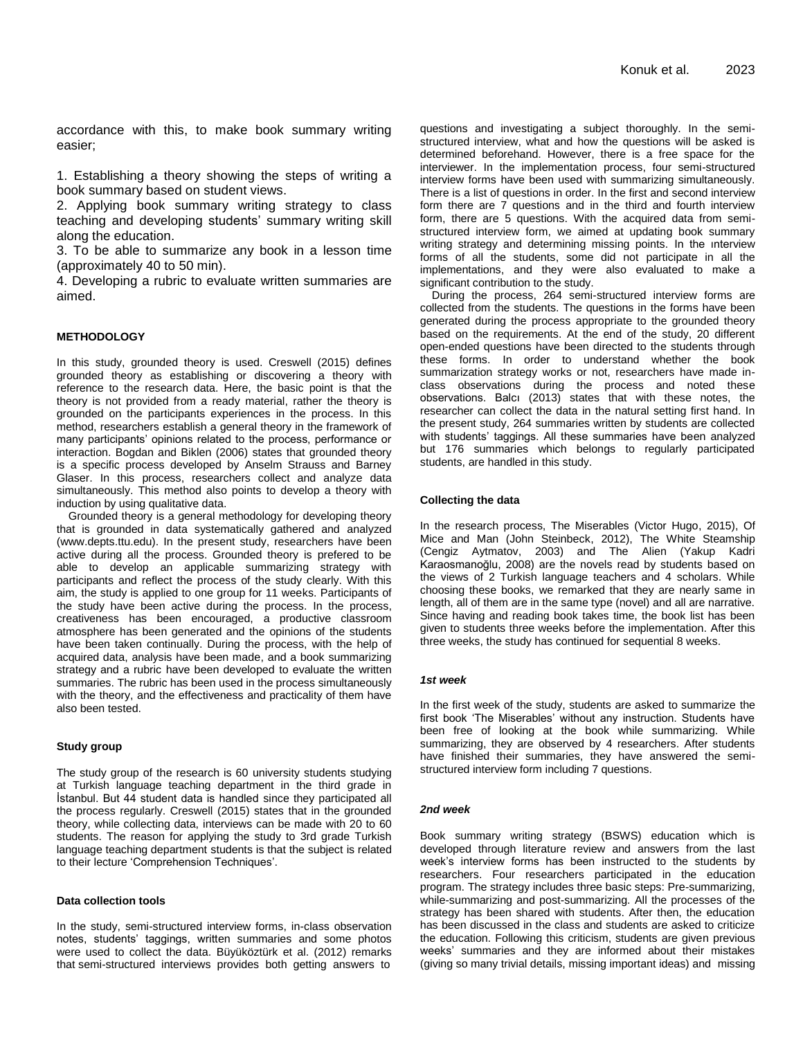accordance with this, to make book summary writing easier;

1. Establishing a theory showing the steps of writing a book summary based on student views.
2. Applying book summary writing strategy to class teaching and developing students' summary writing skill along the education.
3. To be able to summarize any book in a lesson time (approximately 40 to 50 min).
4. Developing a rubric to evaluate written summaries are aimed.

## METHODOLOGY

In this study, grounded theory is used. Creswell (2015) defines grounded theory as establishing or discovering a theory with reference to the research data. Here, the basic point is that the theory is not provided from a ready material, rather the theory is grounded on the participants experiences in the process. In this method, researchers establish a general theory in the framework of many participants' opinions related to the process, performance or interaction. Bogdan and Biklen (2006) states that grounded theory is a specific process developed by Anselm Strauss and Barney Glaser. In this process, researchers collect and analyze data simultaneously. This method also points to develop a theory with induction by using qualitative data.

Grounded theory is a general methodology for developing theory that is grounded in data systematically gathered and analyzed (www.depts.ttu.edu). In the present study, researchers have been active during all the process. Grounded theory is prefered to be able to develop an applicable summarizing strategy with participants and reflect the process of the study clearly. With this aim, the study is applied to one group for 11 weeks. Participants of the study have been active during the process. In the process, creativeness has been encouraged, a productive classroom atmosphere has been generated and the opinions of the students have been taken continually. During the process, with the help of acquired data, analysis have been made, and a book summarizing strategy and a rubric have been developed to evaluate the written summaries. The rubric has been used in the process simultaneously with the theory, and the effectiveness and practicality of them have also been tested.

### Study group

The study group of the research is 60 university students studying at Turkish language teaching department in the third grade in İstanbul. But 44 student data is handled since they participated all the process regularly. Creswell (2015) states that in the grounded theory, while collecting data, interviews can be made with 20 to 60 students. The reason for applying the study to 3rd grade Turkish language teaching department students is that the subject is related to their lecture 'Comprehension Techniques'.

### Data collection tools

In the study, semi-structured interview forms, in-class observation notes, students' taggings, written summaries and some photos were used to collect the data. Büyüköztürk et al. (2012) remarks that semi-structured interviews provides both getting answers to questions and investigating a subject thoroughly. In the semi-structured interview, what and how the questions will be asked is determined beforehand. However, there is a free space for the interviewer. In the implementation process, four semi-structured interview forms have been used with summarizing simultaneously. There is a list of questions in order. In the first and second interview form there are 7 questions and in the third and fourth interview form, there are 5 questions. With the acquired data from semi-structured interview form, we aimed at updating book summary writing strategy and determining missing points. In the ınterview forms of all the students, some did not participate in all the implementations, and they were also evaluated to make a significant contribution to the study.

During the process, 264 semi-structured interview forms are collected from the students. The questions in the forms have been generated during the process appropriate to the grounded theory based on the requirements. At the end of the study, 20 different open-ended questions have been directed to the students through these forms. In order to understand whether the book summarization strategy works or not, researchers have made in-class observations during the process and noted these observations. Balcı (2013) states that with these notes, the researcher can collect the data in the natural setting first hand. In the present study, 264 summaries written by students are collected with students' taggings. All these summaries have been analyzed but 176 summaries which belongs to regularly participated students, are handled in this study.

### Collecting the data

In the research process, The Miserables (Victor Hugo, 2015), Of Mice and Man (John Steinbeck, 2012), The White Steamship (Cengiz Aytmatov, 2003) and The Alien (Yakup Kadri Karaosmanoğlu, 2008) are the novels read by students based on the views of 2 Turkish language teachers and 4 scholars. While choosing these books, we remarked that they are nearly same in length, all of them are in the same type (novel) and all are narrative. Since having and reading book takes time, the book list has been given to students three weeks before the implementation. After this three weeks, the study has continued for sequential 8 weeks.

#### *1st week*

In the first week of the study, students are asked to summarize the first book 'The Miserables' without any instruction. Students have been free of looking at the book while summarizing. While summarizing, they are observed by 4 researchers. After students have finished their summaries, they have answered the semi-structured interview form including 7 questions.

#### *2nd week*

Book summary writing strategy (BSWS) education which is developed through literature review and answers from the last week's interview forms has been instructed to the students by researchers. Four researchers participated in the education program. The strategy includes three basic steps: Pre-summarizing, while-summarizing and post-summarizing. All the processes of the strategy has been shared with students. After then, the education has been discussed in the class and students are asked to criticize the education. Following this criticism, students are given previous weeks' summaries and they are informed about their mistakes (giving so many trivial details, missing important ideas) and missing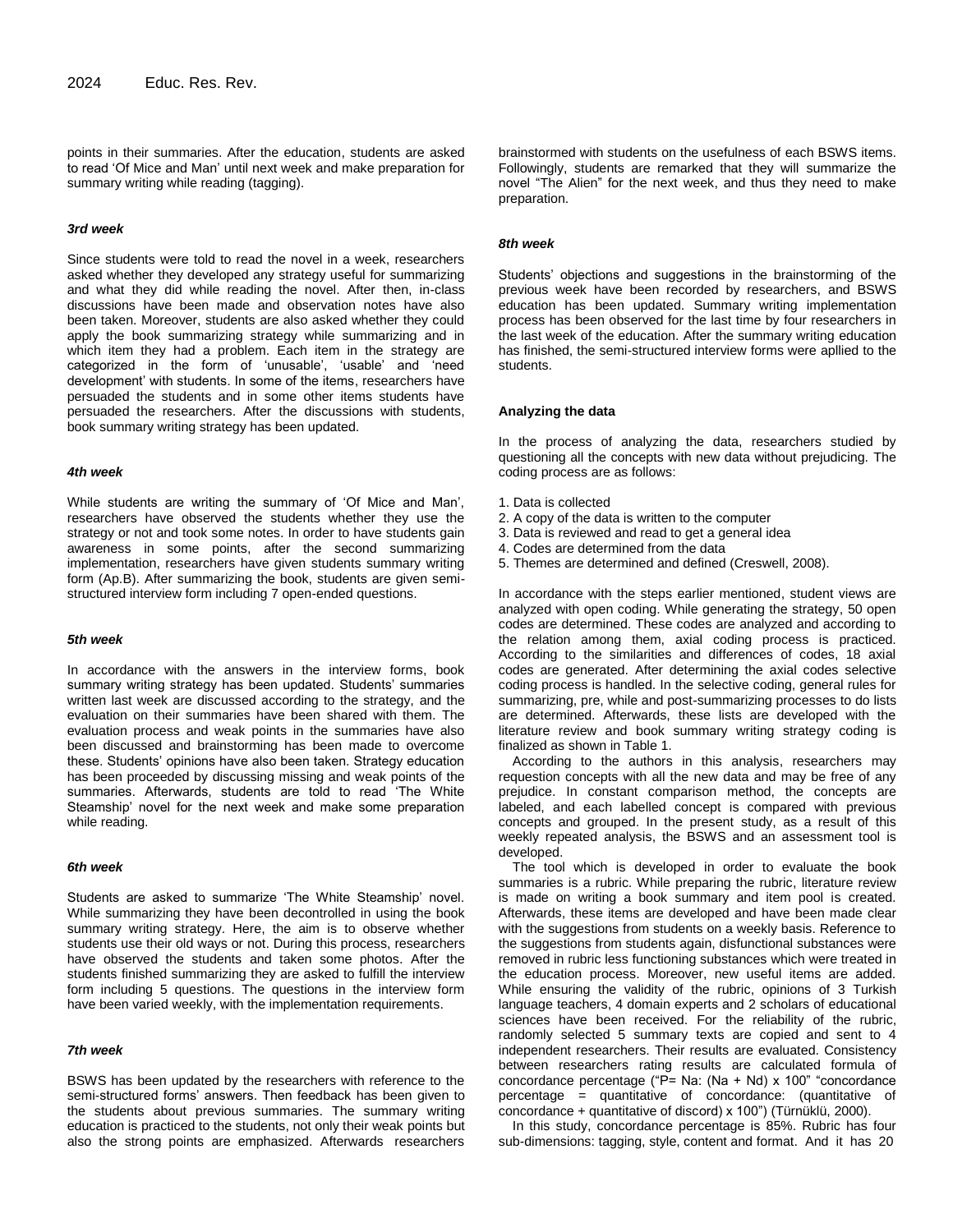points in their summaries. After the education, students are asked to read 'Of Mice and Man' until next week and make preparation for summary writing while reading (tagging).

### *3rd week*

Since students were told to read the novel in a week, researchers asked whether they developed any strategy useful for summarizing and what they did while reading the novel. After then, in-class discussions have been made and observation notes have also been taken. Moreover, students are also asked whether they could apply the book summarizing strategy while summarizing and in which item they had a problem. Each item in the strategy are categorized in the form of 'unusable', 'usable' and 'need development' with students. In some of the items, researchers have persuaded the students and in some other items students have persuaded the researchers. After the discussions with students, book summary writing strategy has been updated.

### *4th week*

While students are writing the summary of 'Of Mice and Man', researchers have observed the students whether they use the strategy or not and took some notes. In order to have students gain awareness in some points, after the second summarizing implementation, researchers have given students summary writing form (Ap.B). After summarizing the book, students are given semi-structured interview form including 7 open-ended questions.

### *5th week*

In accordance with the answers in the interview forms, book summary writing strategy has been updated. Students' summaries written last week are discussed according to the strategy, and the evaluation on their summaries have been shared with them. The evaluation process and weak points in the summaries have also been discussed and brainstorming has been made to overcome these. Students' opinions have also been taken. Strategy education has been proceeded by discussing missing and weak points of the summaries. Afterwards, students are told to read 'The White Steamship' novel for the next week and make some preparation while reading.

### *6th week*

Students are asked to summarize 'The White Steamship' novel. While summarizing they have been decontrolled in using the book summary writing strategy. Here, the aim is to observe whether students use their old ways or not. During this process, researchers have observed the students and taken some photos. After the students finished summarizing they are asked to fulfill the interview form including 5 questions. The questions in the interview form have been varied weekly, with the implementation requirements.

### *7th week*

BSWS has been updated by the researchers with reference to the semi-structured forms' answers. Then feedback has been given to the students about previous summaries. The summary writing education is practiced to the students, not only their weak points but also the strong points are emphasized. Afterwards researchers brainstormed with students on the usefulness of each BSWS items. Followingly, students are remarked that they will summarize the novel "The Alien" for the next week, and thus they need to make preparation.

### *8th week*

Students' objections and suggestions in the brainstorming of the previous week have been recorded by researchers, and BSWS education has been updated. Summary writing implementation process has been observed for the last time by four researchers in the last week of the education. After the summary writing education has finished, the semi-structured interview forms were apllied to the students.

## Analyzing the data

In the process of analyzing the data, researchers studied by questioning all the concepts with new data without prejudicing. The coding process are as follows:

1. Data is collected
2. A copy of the data is written to the computer
3. Data is reviewed and read to get a general idea
4. Codes are determined from the data
5. Themes are determined and defined (Creswell, 2008).

In accordance with the steps earlier mentioned, student views are analyzed with open coding. While generating the strategy, 50 open codes are determined. These codes are analyzed and according to the relation among them, axial coding process is practiced. According to the similarities and differences of codes, 18 axial codes are generated. After determining the axial codes selective coding process is handled. In the selective coding, general rules for summarizing, pre, while and post-summarizing processes to do lists are determined. Afterwards, these lists are developed with the literature review and book summary writing strategy coding is finalized as shown in Table 1.

According to the authors in this analysis, researchers may requestion concepts with all the new data and may be free of any prejudice. In constant comparison method, the concepts are labeled, and each labelled concept is compared with previous concepts and grouped. In the present study, as a result of this weekly repeated analysis, the BSWS and an assessment tool is developed.

The tool which is developed in order to evaluate the book summaries is a rubric. While preparing the rubric, literature review is made on writing a book summary and item pool is created. Afterwards, these items are developed and have been made clear with the suggestions from students on a weekly basis. Reference to the suggestions from students again, disfunctional substances were removed in rubric less functioning substances which were treated in the education process. Moreover, new useful items are added. While ensuring the validity of the rubric, opinions of 3 Turkish language teachers, 4 domain experts and 2 scholars of educational sciences have been received. For the reliability of the rubric, randomly selected 5 summary texts are copied and sent to 4 independent researchers. Their results are evaluated. Consistency between researchers rating results are calculated formula of concordance percentage ("P= Na: (Na + Nd) x 100" "concordance percentage = quantitative of concordance: (quantitative of concordance + quantitative of discord) x 100") (Türnüklü, 2000).

In this study, concordance percentage is 85%. Rubric has four sub-dimensions: tagging, style, content and format. And it has 20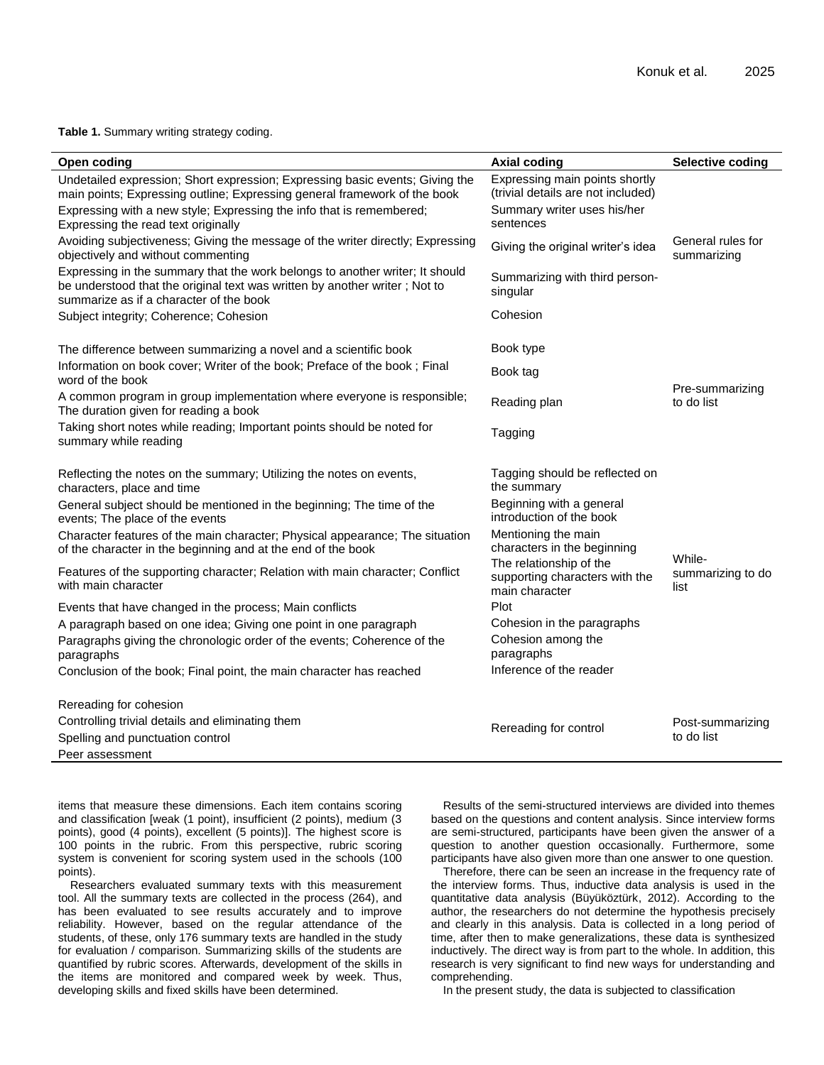**Table 1.** Summary writing strategy coding.

| Open coding | Axial coding | Selective coding |
|---|---|---|
| Undetailed expression; Short expression; Expressing basic events; Giving the main points; Expressing outline; Expressing general framework of the book | Expressing main points shortly (trivial details are not included) | General rules for summarizing |
| Expressing with a new style; Expressing the info that is remembered; Expressing the read text originally | Summary writer uses his/her sentences | |
| Avoiding subjectiveness; Giving the message of the writer directly; Expressing objectively and without commenting | Giving the original writer's idea | |
| Expressing in the summary that the work belongs to another writer; It should be understood that the original text was written by another writer ; Not to summarize as if a character of the book | Summarizing with third person-singular | |
| Subject integrity; Coherence; Cohesion | Cohesion | |
| The difference between summarizing a novel and a scientific book | Book type | Pre-summarizing to do list |
| Information on book cover; Writer of the book; Preface of the book ; Final word of the book | Book tag | |
| A common program in group implementation where everyone is responsible; The duration given for reading a book | Reading plan | |
| Taking short notes while reading; Important points should be noted for summary while reading | Tagging | |
| Reflecting the notes on the summary; Utilizing the notes on events, characters, place and time | Tagging should be reflected on the summary | While-summarizing to do list |
| General subject should be mentioned in the beginning; The time of the events; The place of the events | Beginning with a general introduction of the book | |
| Character features of the main character; Physical appearance; The situation of the character in the beginning and at the end of the book | Mentioning the main characters in the beginning | |
| Features of the supporting character; Relation with main character; Conflict with main character | The relationship of the supporting characters with the main character | |
| Events that have changed in the process; Main conflicts | Plot | |
| A paragraph based on one idea; Giving one point in one paragraph | Cohesion in the paragraphs | |
| Paragraphs giving the chronologic order of the events; Coherence of the paragraphs | Cohesion among the paragraphs | |
| Conclusion of the book; Final point, the main character has reached | Inference of the reader | |
| Rereading for cohesion | Rereading for control | Post-summarizing to do list |
| Controlling trivial details and eliminating them | | |
| Spelling and punctuation control | | |
| Peer assessment | | |

items that measure these dimensions. Each item contains scoring and classification [weak (1 point), insufficient (2 points), medium (3 points), good (4 points), excellent (5 points)]. The highest score is 100 points in the rubric. From this perspective, rubric scoring system is convenient for scoring system used in the schools (100 points).

Researchers evaluated summary texts with this measurement tool. All the summary texts are collected in the process (264), and has been evaluated to see results accurately and to improve reliability. However, based on the regular attendance of the students, of these, only 176 summary texts are handled in the study for evaluation / comparison. Summarizing skills of the students are quantified by rubric scores. Afterwards, development of the skills in the items are monitored and compared week by week. Thus, developing skills and fixed skills have been determined.

Results of the semi-structured interviews are divided into themes based on the questions and content analysis. Since interview forms are semi-structured, participants have been given the answer of a question to another question occasionally. Furthermore, some participants have also given more than one answer to one question.

Therefore, there can be seen an increase in the frequency rate of the interview forms. Thus, inductive data analysis is used in the quantitative data analysis (Büyüköztürk, 2012). According to the author, the researchers do not determine the hypothesis precisely and clearly in this analysis. Data is collected in a long period of time, after then to make generalizations, these data is synthesized inductively. The direct way is from part to the whole. In addition, this research is very significant to find new ways for understanding and comprehending.

In the present study, the data is subjected to classification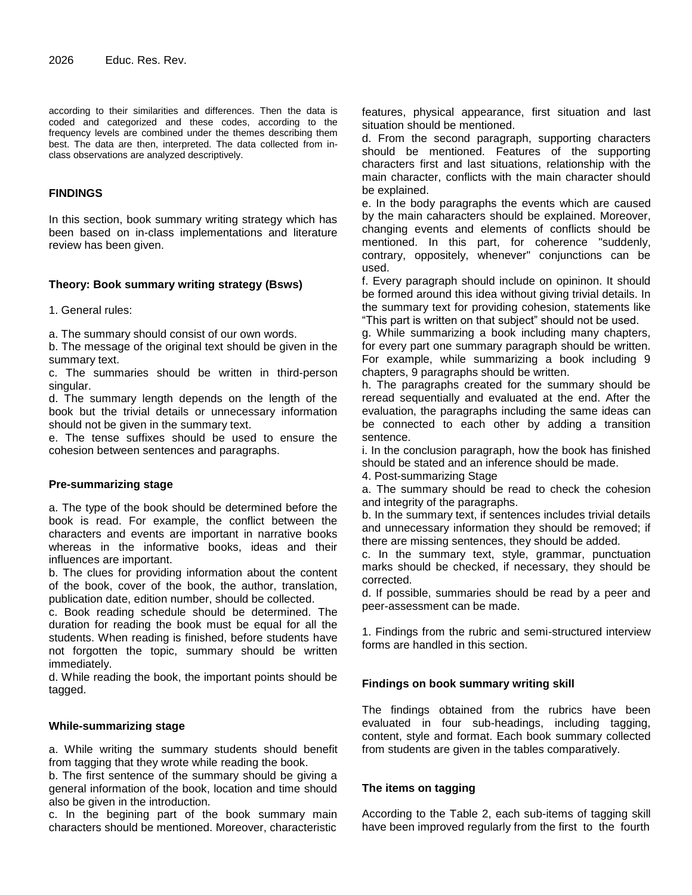according to their similarities and differences. Then the data is coded and categorized and these codes, according to the frequency levels are combined under the themes describing them best. The data are then, interpreted. The data collected from in-class observations are analyzed descriptively.

## FINDINGS

In this section, book summary writing strategy which has been based on in-class implementations and literature review has been given.

### Theory: Book summary writing strategy (Bsws)

1. General rules:

a. The summary should consist of our own words.
b. The message of the original text should be given in the summary text.
c. The summaries should be written in third-person singular.
d. The summary length depends on the length of the book but the trivial details or unnecessary information should not be given in the summary text.
e. The tense suffixes should be used to ensure the cohesion between sentences and paragraphs.

### Pre-summarizing stage

a. The type of the book should be determined before the book is read. For example, the conflict between the characters and events are important in narrative books whereas in the informative books, ideas and their influences are important.
b. The clues for providing information about the content of the book, cover of the book, the author, translation, publication date, edition number, should be collected.
c. Book reading schedule should be determined. The duration for reading the book must be equal for all the students. When reading is finished, before students have not forgotten the topic, summary should be written immediately.
d. While reading the book, the important points should be tagged.

### While-summarizing stage

a. While writing the summary students should benefit from tagging that they wrote while reading the book.
b. The first sentence of the summary should be giving a general information of the book, location and time should also be given in the introduction.
c. In the begining part of the book summary main characters should be mentioned. Moreover, characteristic features, physical appearance, first situation and last situation should be mentioned.
d. From the second paragraph, supporting characters should be mentioned. Features of the supporting characters first and last situations, relationship with the main character, conflicts with the main character should be explained.
e. In the body paragraphs the events which are caused by the main caharacters should be explained. Moreover, changing events and elements of conflicts should be mentioned. In this part, for coherence "suddenly, contrary, oppositely, whenever" conjunctions can be used.
f. Every paragraph should include on opininon. It should be formed around this idea without giving trivial details. In the summary text for providing cohesion, statements like "This part is written on that subject" should not be used.
g. While summarizing a book including many chapters, for every part one summary paragraph should be written. For example, while summarizing a book including 9 chapters, 9 paragraphs should be written.
h. The paragraphs created for the summary should be reread sequentially and evaluated at the end. After the evaluation, the paragraphs including the same ideas can be connected to each other by adding a transition sentence.
i. In the conclusion paragraph, how the book has finished should be stated and an inference should be made.

4. Post-summarizing Stage

a. The summary should be read to check the cohesion and integrity of the paragraphs.
b. In the summary text, if sentences includes trivial details and unnecessary information they should be removed; if there are missing sentences, they should be added.
c. In the summary text, style, grammar, punctuation marks should be checked, if necessary, they should be corrected.
d. If possible, summaries should be read by a peer and peer-assessment can be made.

1. Findings from the rubric and semi-structured interview forms are handled in this section.

### Findings on book summary writing skill

The findings obtained from the rubrics have been evaluated in four sub-headings, including tagging, content, style and format. Each book summary collected from students are given in the tables comparatively.

### The items on tagging

According to the Table 2, each sub-items of tagging skill have been improved regularly from the first to the fourth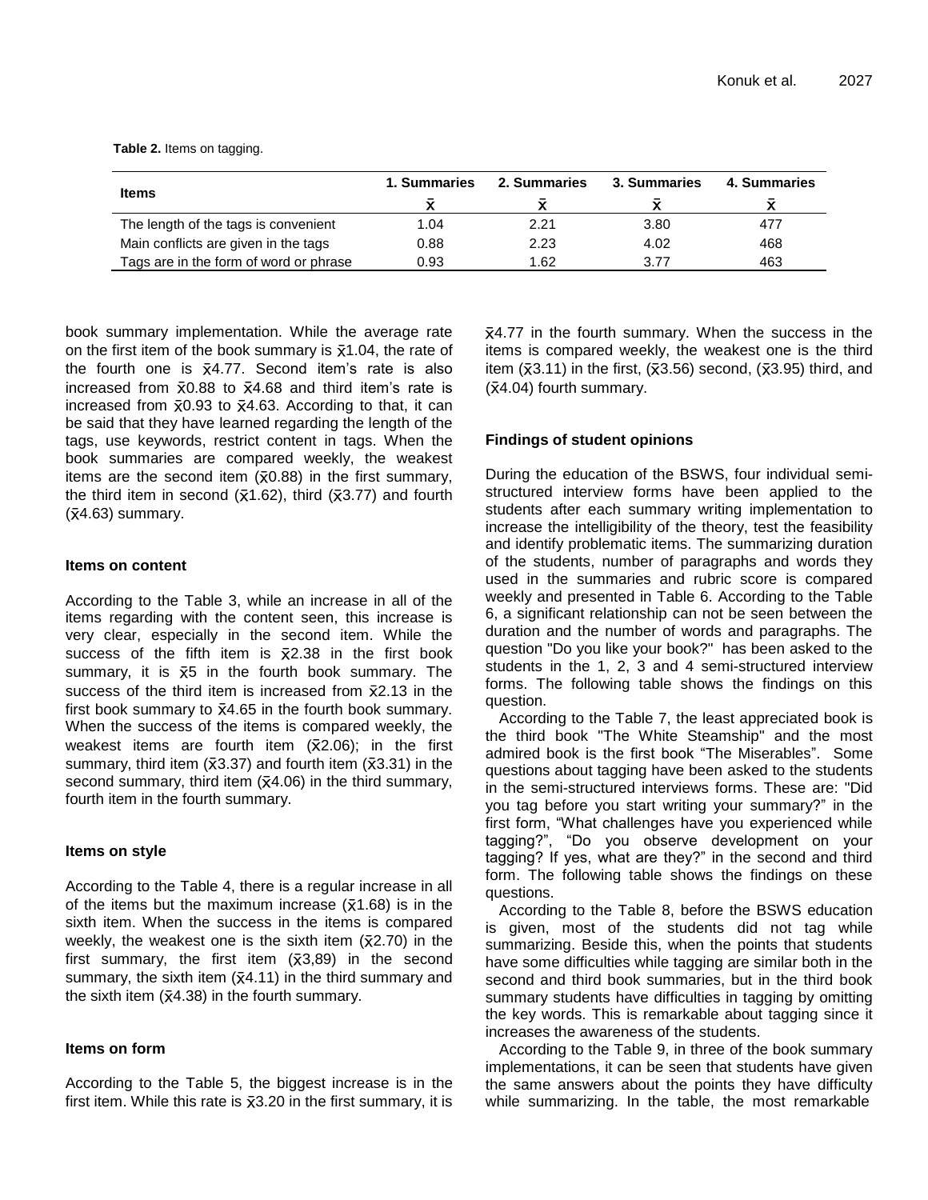**Table 2.** Items on tagging.

| Items | 1. Summaries | 2. Summaries | 3. Summaries | 4. Summaries |
|---|---|---|---|---|
| | $\bar{x}$ | $\bar{x}$ | $\bar{x}$ | $\bar{x}$ |
| The length of the tags is convenient | 1.04 | 2.21 | 3.80 | 477 |
| Main conflicts are given in the tags | 0.88 | 2.23 | 4.02 | 468 |
| Tags are in the form of word or phrase | 0.93 | 1.62 | 3.77 | 463 |

book summary implementation. While the average rate on the first item of the book summary is $\bar{x}$1.04, the rate of the fourth one is $\bar{x}$4.77. Second item's rate is also increased from $\bar{x}$0.88 to $\bar{x}$4.68 and third item's rate is increased from $\bar{x}$0.93 to $\bar{x}$4.63. According to that, it can be said that they have learned regarding the length of the tags, use keywords, restrict content in tags. When the book summaries are compared weekly, the weakest items are the second item ($\bar{x}$0.88) in the first summary, the third item in second ($\bar{x}$1.62), third ($\bar{x}$3.77) and fourth ($\bar{x}$4.63) summary.

#### Items on content

According to the Table 3, while an increase in all of the items regarding with the content seen, this increase is very clear, especially in the second item. While the success of the fifth item is $\bar{x}$2.38 in the first book summary, it is $\bar{x}$5 in the fourth book summary. The success of the third item is increased from $\bar{x}$2.13 in the first book summary to $\bar{x}$4.65 in the fourth book summary. When the success of the items is compared weekly, the weakest items are fourth item ($\bar{x}$2.06); in the first summary, third item ($\bar{x}$3.37) and fourth item ($\bar{x}$3.31) in the second summary, third item ($\bar{x}$4.06) in the third summary, fourth item in the fourth summary.

#### Items on style

According to the Table 4, there is a regular increase in all of the items but the maximum increase ($\bar{x}$1.68) is in the sixth item. When the success in the items is compared weekly, the weakest one is the sixth item ($\bar{x}$2.70) in the first summary, the first item ($\bar{x}$3,89) in the second summary, the sixth item ($\bar{x}$4.11) in the third summary and the sixth item ($\bar{x}$4.38) in the fourth summary.

#### Items on form

According to the Table 5, the biggest increase is in the first item. While this rate is $\bar{x}$3.20 in the first summary, it is $\bar{x}$4.77 in the fourth summary. When the success in the items is compared weekly, the weakest one is the third item ($\bar{x}$3.11) in the first, ($\bar{x}$3.56) second, ($\bar{x}$3.95) third, and ($\bar{x}$4.04) fourth summary.

#### Findings of student opinions

During the education of the BSWS, four individual semi-structured interview forms have been applied to the students after each summary writing implementation to increase the intelligibility of the theory, test the feasibility and identify problematic items. The summarizing duration of the students, number of paragraphs and words they used in the summaries and rubric score is compared weekly and presented in Table 6. According to the Table 6, a significant relationship can not be seen between the duration and the number of words and paragraphs. The question "Do you like your book?" has been asked to the students in the 1, 2, 3 and 4 semi-structured interview forms. The following table shows the findings on this question.

According to the Table 7, the least appreciated book is the third book "The White Steamship" and the most admired book is the first book "The Miserables". Some questions about tagging have been asked to the students in the semi-structured interviews forms. These are: "Did you tag before you start writing your summary?" in the first form, "What challenges have you experienced while tagging?", "Do you observe development on your tagging? If yes, what are they?" in the second and third form. The following table shows the findings on these questions.

According to the Table 8, before the BSWS education is given, most of the students did not tag while summarizing. Beside this, when the points that students have some difficulties while tagging are similar both in the second and third book summaries, but in the third book summary students have difficulties in tagging by omitting the key words. This is remarkable about tagging since it increases the awareness of the students.

According to the Table 9, in three of the book summary implementations, it can be seen that students have given the same answers about the points they have difficulty while summarizing. In the table, the most remarkable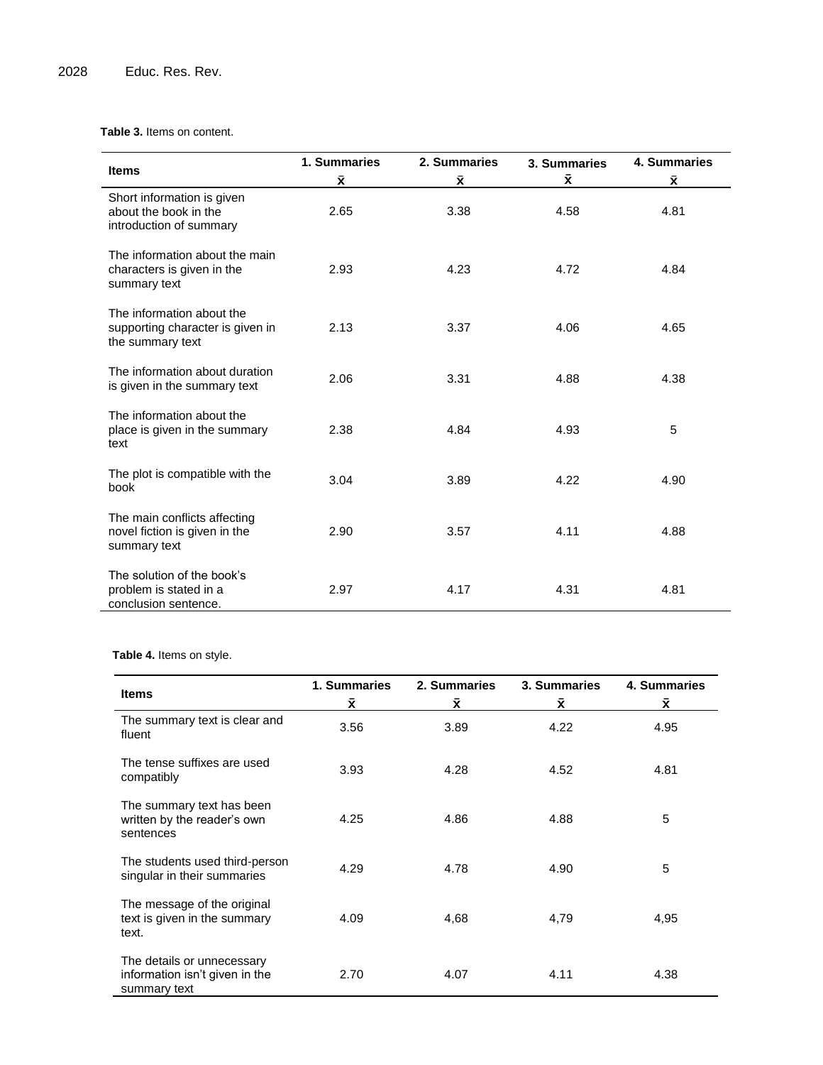**Table 3.** Items on content.

| Items | 1. Summaries $\bar{x}$ | 2. Summaries $\bar{x}$ | 3. Summaries $\bar{x}$ | 4. Summaries $\bar{x}$ |
|---|---|---|---|---|
| Short information is given about the book in the introduction of summary | 2.65 | 3.38 | 4.58 | 4.81 |
| The information about the main characters is given in the summary text | 2.93 | 4.23 | 4.72 | 4.84 |
| The information about the supporting character is given in the summary text | 2.13 | 3.37 | 4.06 | 4.65 |
| The information about duration is given in the summary text | 2.06 | 3.31 | 4.88 | 4.38 |
| The information about the place is given in the summary text | 2.38 | 4.84 | 4.93 | 5 |
| The plot is compatible with the book | 3.04 | 3.89 | 4.22 | 4.90 |
| The main conflicts affecting novel fiction is given in the summary text | 2.90 | 3.57 | 4.11 | 4.88 |
| The solution of the book's problem is stated in a conclusion sentence. | 2.97 | 4.17 | 4.31 | 4.81 |

**Table 4.** Items on style.

| Items | 1. Summaries $\bar{x}$ | 2. Summaries $\bar{x}$ | 3. Summaries $\bar{x}$ | 4. Summaries $\bar{x}$ |
|---|---|---|---|---|
| The summary text is clear and fluent | 3.56 | 3.89 | 4.22 | 4.95 |
| The tense suffixes are used compatibly | 3.93 | 4.28 | 4.52 | 4.81 |
| The summary text has been written by the reader's own sentences | 4.25 | 4.86 | 4.88 | 5 |
| The students used third-person singular in their summaries | 4.29 | 4.78 | 4.90 | 5 |
| The message of the original text is given in the summary text. | 4.09 | 4,68 | 4,79 | 4,95 |
| The details or unnecessary information isn't given in the summary text | 2.70 | 4.07 | 4.11 | 4.38 |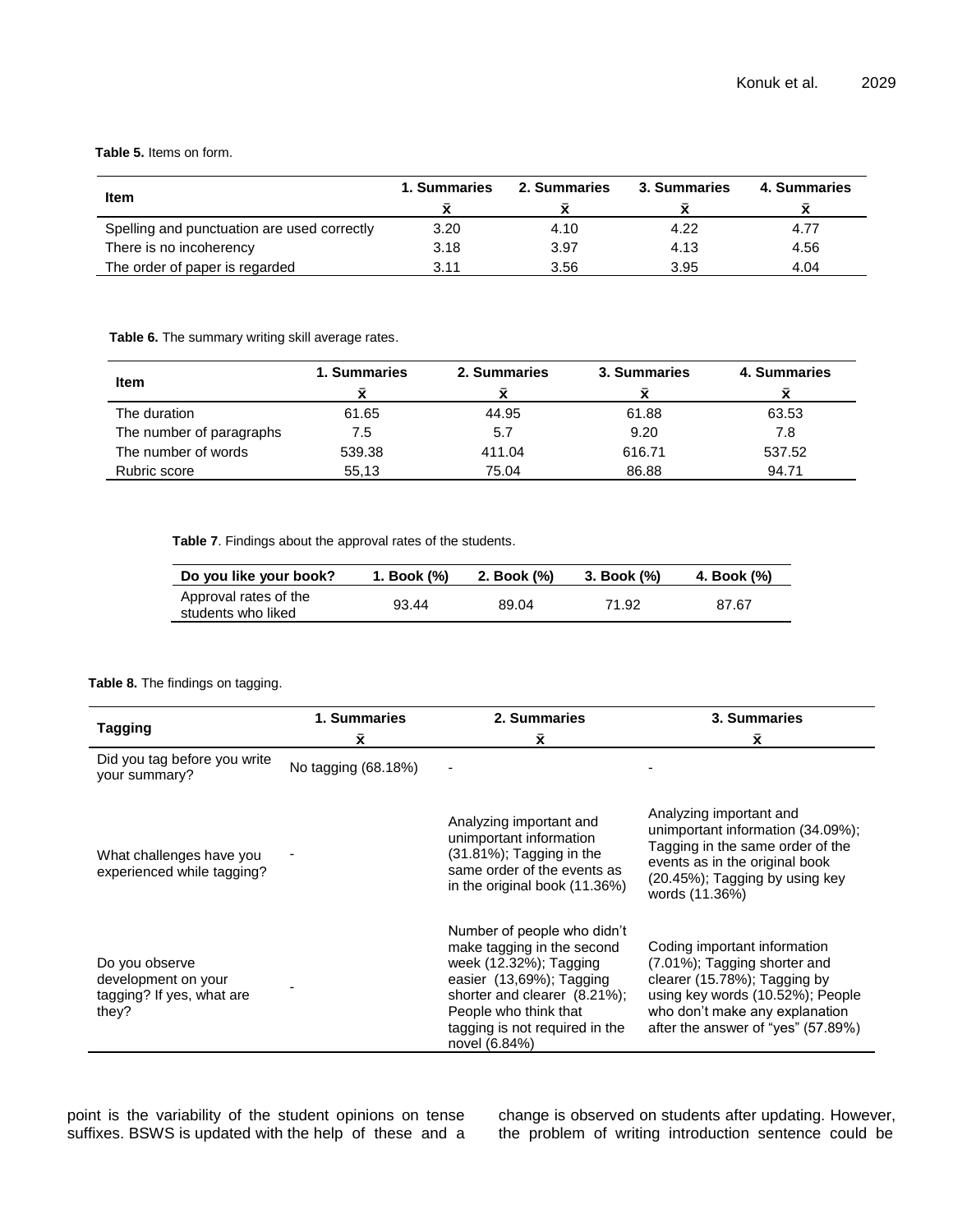**Table 5.** Items on form.

| Item | 1. Summaries $\bar{x}$ | 2. Summaries $\bar{x}$ | 3. Summaries $\bar{x}$ | 4. Summaries $\bar{x}$ |
|---|---|---|---|---|
| Spelling and punctuation are used correctly | 3.20 | 4.10 | 4.22 | 4.77 |
| There is no incoherency | 3.18 | 3.97 | 4.13 | 4.56 |
| The order of paper is regarded | 3.11 | 3.56 | 3.95 | 4.04 |

**Table 6.** The summary writing skill average rates.

| Item | 1. Summaries $\bar{x}$ | 2. Summaries $\bar{x}$ | 3. Summaries $\bar{x}$ | 4. Summaries $\bar{x}$ |
|---|---|---|---|---|
| The duration | 61.65 | 44.95 | 61.88 | 63.53 |
| The number of paragraphs | 7.5 | 5.7 | 9.20 | 7.8 |
| The number of words | 539.38 | 411.04 | 616.71 | 537.52 |
| Rubric score | 55,13 | 75.04 | 86.88 | 94.71 |

**Table 7**. Findings about the approval rates of the students.

| Do you like your book? | 1. Book (%) | 2. Book (%) | 3. Book (%) | 4. Book (%) |
|---|---|---|---|---|
| Approval rates of the students who liked | 93.44 | 89.04 | 71.92 | 87.67 |

**Table 8.** The findings on tagging.

| Tagging | 1. Summaries $\bar{x}$ | 2. Summaries $\bar{x}$ | 3. Summaries $\bar{x}$ |
|---|---|---|---|
| Did you tag before you write your summary? | No tagging (68.18%) | - | - |
| What challenges have you experienced while tagging? | - | Analyzing important and unimportant information (31.81%); Tagging in the same order of the events as in the original book (11.36%) | Analyzing important and unimportant information (34.09%); Tagging in the same order of the events as in the original book (20.45%); Tagging by using key words (11.36%) |
| Do you observe development on your tagging? If yes, what are they? | - | Number of people who didn't make tagging in the second week (12.32%); Tagging easier (13,69%); Tagging shorter and clearer (8.21%); People who think that tagging is not required in the novel (6.84%) | Coding important information (7.01%); Tagging shorter and clearer (15.78%); Tagging by using key words (10.52%); People who don't make any explanation after the answer of "yes" (57.89%) |

point is the variability of the student opinions on tense suffixes. BSWS is updated with the help of these and a change is observed on students after updating. However, the problem of writing introduction sentence could be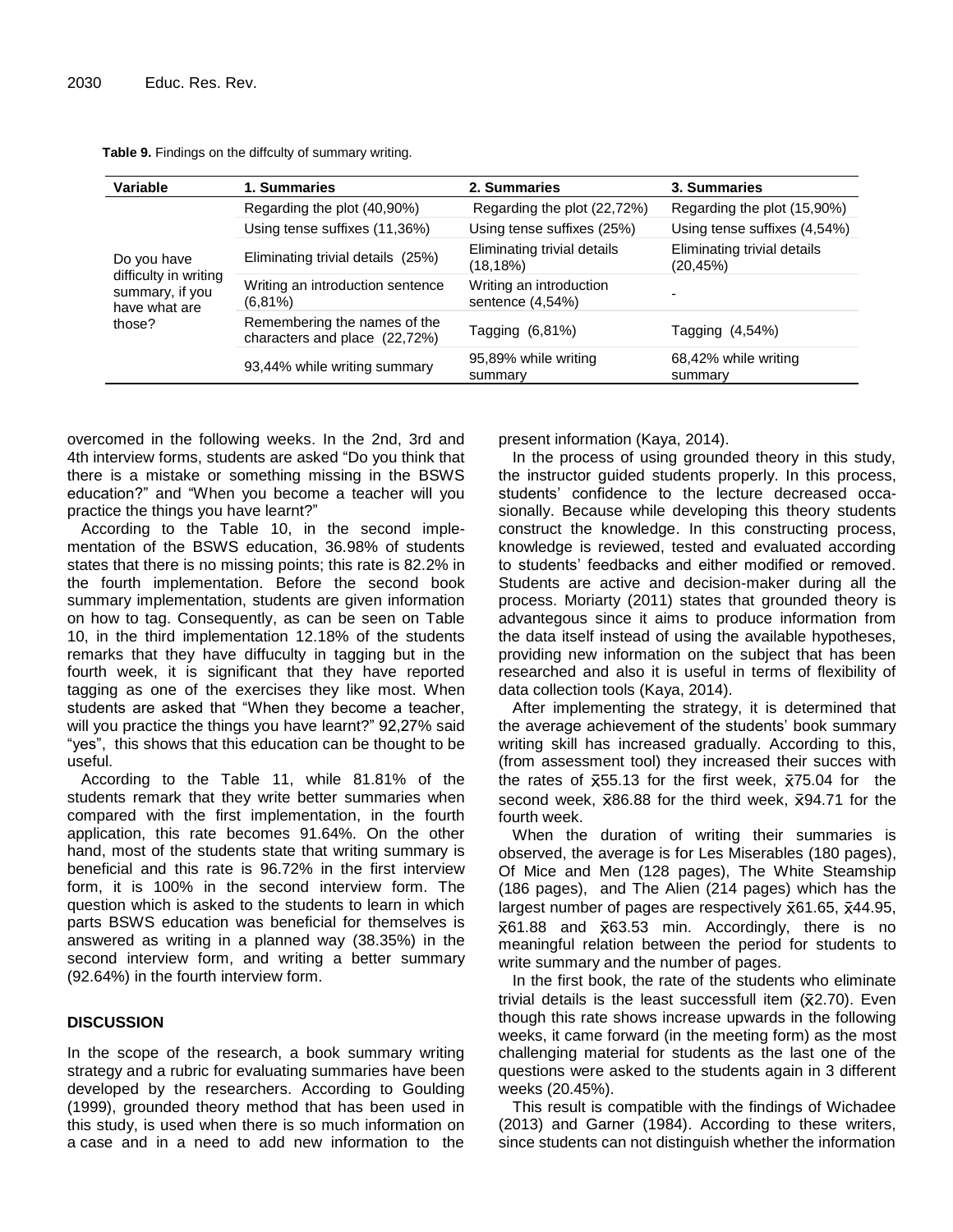**Table 9.** Findings on the diffculty of summary writing.

| Variable | 1. Summaries | 2. Summaries | 3. Summaries |
|---|---|---|---|
| Do you have difficulty in writing summary, if you have what are those? | Regarding the plot (40,90%) | Regarding the plot (22,72%) | Regarding the plot (15,90%) |
| | Using tense suffixes (11,36%) | Using tense suffixes (25%) | Using tense suffixes (4,54%) |
| | Eliminating trivial details (25%) | Eliminating trivial details (18,18%) | Eliminating trivial details (20,45%) |
| | Writing an introduction sentence (6,81%) | Writing an introduction sentence (4,54%) | - |
| | Remembering the names of the characters and place (22,72%) | Tagging (6,81%) | Tagging (4,54%) |
| | 93,44% while writing summary | 95,89% while writing summary | 68,42% while writing summary |

overcomed in the following weeks. In the 2nd, 3rd and 4th interview forms, students are asked "Do you think that there is a mistake or something missing in the BSWS education?" and "When you become a teacher will you practice the things you have learnt?"

According to the Table 10, in the second implementation of the BSWS education, 36.98% of students states that there is no missing points; this rate is 82.2% in the fourth implementation. Before the second book summary implementation, students are given information on how to tag. Consequently, as can be seen on Table 10, in the third implementation 12.18% of the students remarks that they have diffuculty in tagging but in the fourth week, it is significant that they have reported tagging as one of the exercises they like most. When students are asked that "When they become a teacher, will you practice the things you have learnt?" 92,27% said "yes", this shows that this education can be thought to be useful.

According to the Table 11, while 81.81% of the students remark that they write better summaries when compared with the first implementation, in the fourth application, this rate becomes 91.64%. On the other hand, most of the students state that writing summary is beneficial and this rate is 96.72% in the first interview form, it is 100% in the second interview form. The question which is asked to the students to learn in which parts BSWS education was beneficial for themselves is answered as writing in a planned way (38.35%) in the second interview form, and writing a better summary (92.64%) in the fourth interview form.

## DISCUSSION

In the scope of the research, a book summary writing strategy and a rubric for evaluating summaries have been developed by the researchers. According to Goulding (1999), grounded theory method that has been used in this study, is used when there is so much information on a case and in a need to add new information to the present information (Kaya, 2014).

In the process of using grounded theory in this study, the instructor guided students properly. In this process, students' confidence to the lecture decreased occasionally. Because while developing this theory students construct the knowledge. In this constructing process, knowledge is reviewed, tested and evaluated according to students' feedbacks and either modified or removed. Students are active and decision-maker during all the process. Moriarty (2011) states that grounded theory is advantegous since it aims to produce information from the data itself instead of using the available hypotheses, providing new information on the subject that has been researched and also it is useful in terms of flexibility of data collection tools (Kaya, 2014).

After implementing the strategy, it is determined that the average achievement of the students' book summary writing skill has increased gradually. According to this, (from assessment tool) they increased their succes with the rates of $\bar{x}$55.13 for the first week, $\bar{x}$75.04 for the second week, $\bar{x}$86.88 for the third week, $\bar{x}$94.71 for the fourth week.

When the duration of writing their summaries is observed, the average is for Les Miserables (180 pages), Of Mice and Men (128 pages), The White Steamship (186 pages), and The Alien (214 pages) which has the largest number of pages are respectively $\bar{x}$61.65, $\bar{x}$44.95, $\bar{x}$61.88 and $\bar{x}$63.53 min. Accordingly, there is no meaningful relation between the period for students to write summary and the number of pages.

In the first book, the rate of the students who eliminate trivial details is the least successfull item ($\bar{x}$2.70). Even though this rate shows increase upwards in the following weeks, it came forward (in the meeting form) as the most challenging material for students as the last one of the questions were asked to the students again in 3 different weeks (20.45%).

This result is compatible with the findings of Wichadee (2013) and Garner (1984). According to these writers, since students can not distinguish whether the information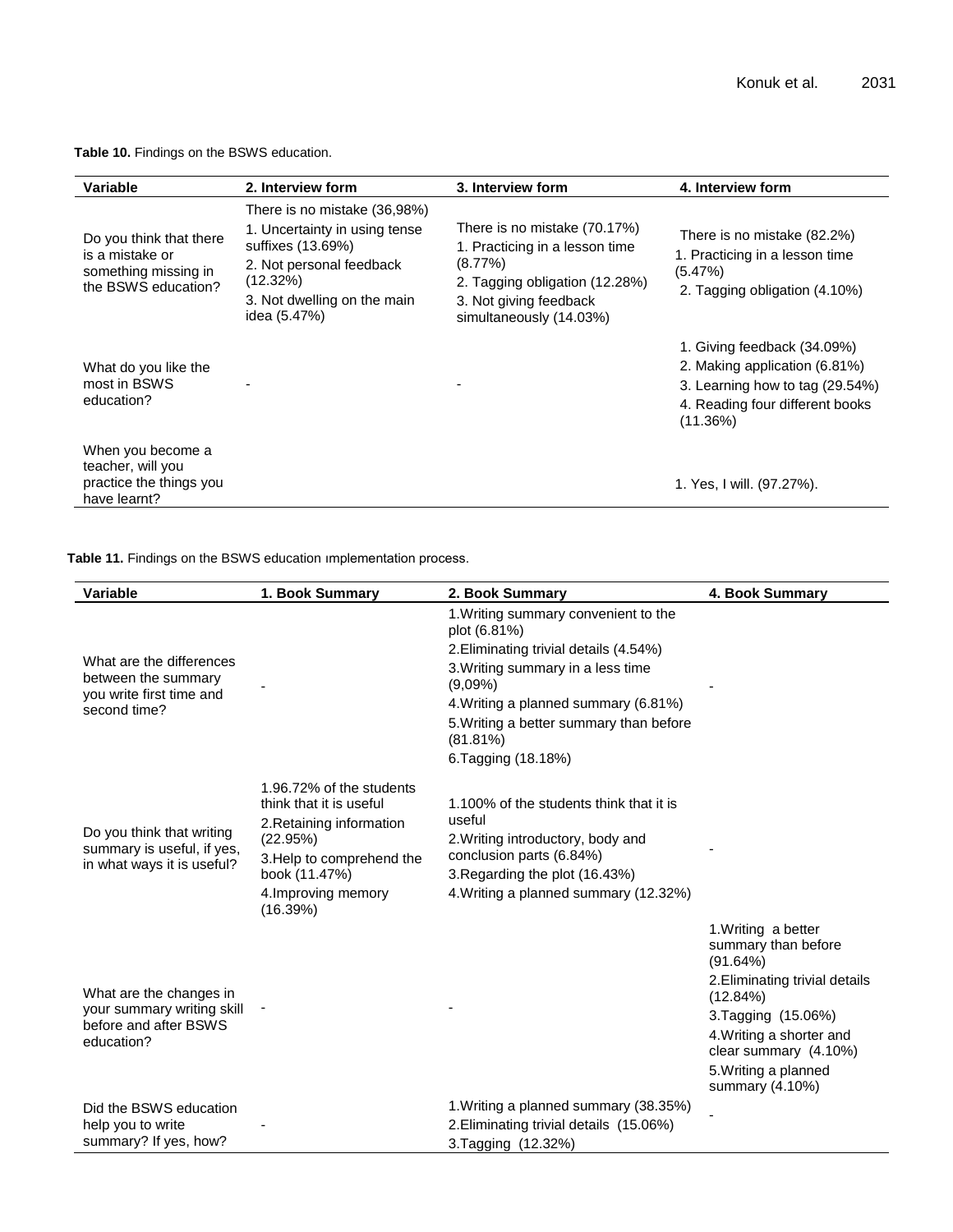**Table 10.** Findings on the BSWS education.

| Variable | 2. Interview form | 3. Interview form | 4. Interview form |
|---|---|---|---|
| Do you think that there is a mistake or something missing in the BSWS education? | There is no mistake (36,98%)<br>1. Uncertainty in using tense suffixes (13.69%)<br>2. Not personal feedback (12.32%)<br>3. Not dwelling on the main idea (5.47%) | There is no mistake (70.17%)<br>1. Practicing in a lesson time (8.77%)<br>2. Tagging obligation (12.28%)<br>3. Not giving feedback simultaneously (14.03%) | There is no mistake (82.2%)<br>1. Practicing in a lesson time (5.47%)<br>2. Tagging obligation (4.10%) |
| What do you like the most in BSWS education? | - | - | 1. Giving feedback (34.09%)<br>2. Making application (6.81%)<br>3. Learning how to tag (29.54%)<br>4. Reading four different books (11.36%) |
| When you become a teacher, will you practice the things you have learnt? | | | 1. Yes, I will. (97.27%). |

**Table 11.** Findings on the BSWS education ımplementation process.

| Variable | 1. Book Summary | 2. Book Summary | 4. Book Summary |
|---|---|---|---|
| What are the differences between the summary you write first time and second time? | - | 1.Writing summary convenient to the plot (6.81%)<br>2.Eliminating trivial details (4.54%)<br>3.Writing summary in a less time (9,09%)<br>4.Writing a planned summary (6.81%)<br>5.Writing a better summary than before (81.81%)<br>6.Tagging (18.18%) | - |
| Do you think that writing summary is useful, if yes, in what ways it is useful? | 1.96.72% of the students think that it is useful<br>2.Retaining information (22.95%)<br>3.Help to comprehend the book (11.47%)<br>4.Improving memory (16.39%) | 1.100% of the students think that it is useful<br>2.Writing introductory, body and conclusion parts (6.84%)<br>3.Regarding the plot (16.43%)<br>4.Writing a planned summary (12.32%) | - |
| What are the changes in your summary writing skill before and after BSWS education? | - | - | 1.Writing a better summary than before (91.64%)<br>2.Eliminating trivial details (12.84%)<br>3.Tagging (15.06%)<br>4.Writing a shorter and clear summary (4.10%)<br>5.Writing a planned summary (4.10%) |
| Did the BSWS education help you to write summary? If yes, how? | - | 1.Writing a planned summary (38.35%)<br>2.Eliminating trivial details (15.06%)<br>3.Tagging (12.32%) | - |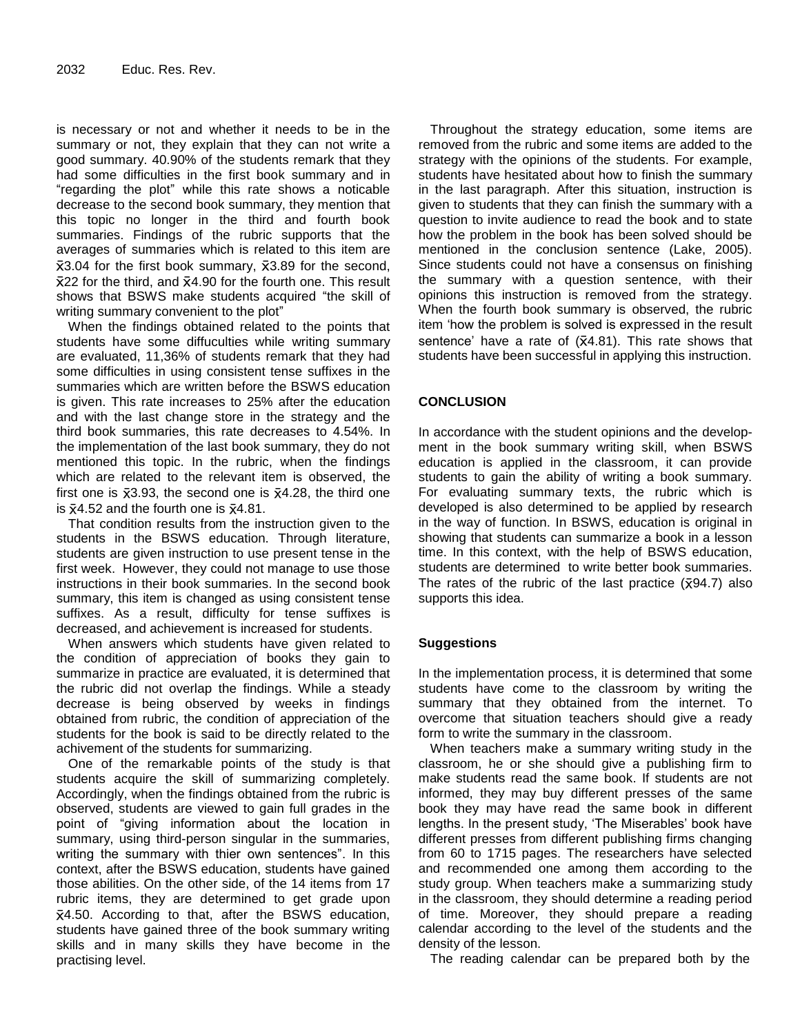is necessary or not and whether it needs to be in the summary or not, they explain that they can not write a good summary. 40.90% of the students remark that they had some difficulties in the first book summary and in "regarding the plot" while this rate shows a noticable decrease to the second book summary, they mention that this topic no longer in the third and fourth book summaries. Findings of the rubric supports that the averages of summaries which is related to this item are $\bar{x}$3.04 for the first book summary, $\bar{x}$3.89 for the second, $\bar{x}$22 for the third, and $\bar{x}$4.90 for the fourth one. This result shows that BSWS make students acquired "the skill of writing summary convenient to the plot"

When the findings obtained related to the points that students have some diffuculties while writing summary are evaluated, 11,36% of students remark that they had some difficulties in using consistent tense suffixes in the summaries which are written before the BSWS education is given. This rate increases to 25% after the education and with the last change store in the strategy and the third book summaries, this rate decreases to 4.54%. In the implementation of the last book summary, they do not mentioned this topic. In the rubric, when the findings which are related to the relevant item is observed, the first one is $\bar{x}$3.93, the second one is $\bar{x}$4.28, the third one is $\bar{x}$4.52 and the fourth one is $\bar{x}$4.81.

That condition results from the instruction given to the students in the BSWS education. Through literature, students are given instruction to use present tense in the first week. However, they could not manage to use those instructions in their book summaries. In the second book summary, this item is changed as using consistent tense suffixes. As a result, difficulty for tense suffixes is decreased, and achievement is increased for students.

When answers which students have given related to the condition of appreciation of books they gain to summarize in practice are evaluated, it is determined that the rubric did not overlap the findings. While a steady decrease is being observed by weeks in findings obtained from rubric, the condition of appreciation of the students for the book is said to be directly related to the achivement of the students for summarizing.

One of the remarkable points of the study is that students acquire the skill of summarizing completely. Accordingly, when the findings obtained from the rubric is observed, students are viewed to gain full grades in the point of "giving information about the location in summary, using third-person singular in the summaries, writing the summary with thier own sentences". In this context, after the BSWS education, students have gained those abilities. On the other side, of the 14 items from 17 rubric items, they are determined to get grade upon $\bar{x}$4.50. According to that, after the BSWS education, students have gained three of the book summary writing skills and in many skills they have become in the practising level.

Throughout the strategy education, some items are removed from the rubric and some items are added to the strategy with the opinions of the students. For example, students have hesitated about how to finish the summary in the last paragraph. After this situation, instruction is given to students that they can finish the summary with a question to invite audience to read the book and to state how the problem in the book has been solved should be mentioned in the conclusion sentence (Lake, 2005). Since students could not have a consensus on finishing the summary with a question sentence, with their opinions this instruction is removed from the strategy. When the fourth book summary is observed, the rubric item 'how the problem is solved is expressed in the result sentence' have a rate of ($\bar{x}$4.81). This rate shows that students have been successful in applying this instruction.

## CONCLUSION

In accordance with the student opinions and the development in the book summary writing skill, when BSWS education is applied in the classroom, it can provide students to gain the ability of writing a book summary. For evaluating summary texts, the rubric which is developed is also determined to be applied by research in the way of function. In BSWS, education is original in showing that students can summarize a book in a lesson time. In this context, with the help of BSWS education, students are determined to write better book summaries. The rates of the rubric of the last practice ($\bar{x}$94.7) also supports this idea.

### Suggestions

In the implementation process, it is determined that some students have come to the classroom by writing the summary that they obtained from the internet. To overcome that situation teachers should give a ready form to write the summary in the classroom.

When teachers make a summary writing study in the classroom, he or she should give a publishing firm to make students read the same book. If students are not informed, they may buy different presses of the same book they may have read the same book in different lengths. In the present study, 'The Miserables' book have different presses from different publishing firms changing from 60 to 1715 pages. The researchers have selected and recommended one among them according to the study group. When teachers make a summarizing study in the classroom, they should determine a reading period of time. Moreover, they should prepare a reading calendar according to the level of the students and the density of the lesson.

The reading calendar can be prepared both by the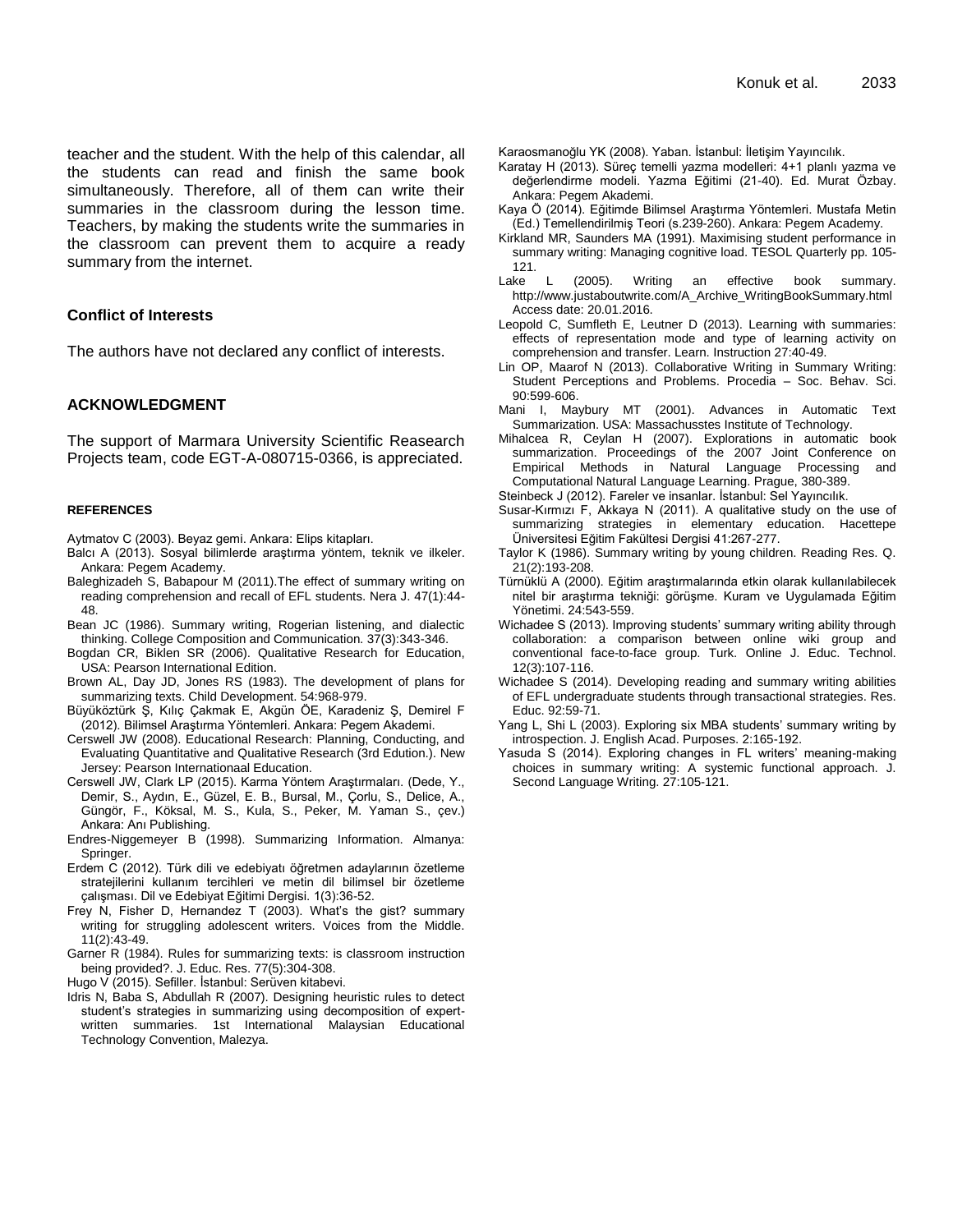teacher and the student. With the help of this calendar, all the students can read and finish the same book simultaneously. Therefore, all of them can write their summaries in the classroom during the lesson time. Teachers, by making the students write the summaries in the classroom can prevent them to acquire a ready summary from the internet.

## Conflict of Interests

The authors have not declared any conflict of interests.

## ACKNOWLEDGMENT

The support of Marmara University Scientific Reasearch Projects team, code EGT-A-080715-0366, is appreciated.

## REFERENCES

Aytmatov C (2003). Beyaz gemi. Ankara: Elips kitapları.

Balcı A (2013). Sosyal bilimlerde araştırma yöntem, teknik ve ilkeler. Ankara: Pegem Academy.

Baleghizadeh S, Babapour M (2011).The effect of summary writing on reading comprehension and recall of EFL students. Nera J. 47(1):44-48.

Bean JC (1986). Summary writing, Rogerian listening, and dialectic thinking. College Composition and Communication. 37(3):343-346.

Bogdan CR, Biklen SR (2006). Qualitative Research for Education, USA: Pearson International Edition.

Brown AL, Day JD, Jones RS (1983). The development of plans for summarizing texts. Child Development. 54:968-979.

Büyüköztürk Ş, Kılıç Çakmak E, Akgün ÖE, Karadeniz Ş, Demirel F (2012). Bilimsel Araştırma Yöntemleri. Ankara: Pegem Akademi.

Cerswell JW (2008). Educational Research: Planning, Conducting, and Evaluating Quantitative and Qualitative Research (3rd Edution.). New Jersey: Pearson Internationaal Education.

Cerswell JW, Clark LP (2015). Karma Yöntem Araştırmaları. (Dede, Y., Demir, S., Aydın, E., Güzel, E. B., Bursal, M., Çorlu, S., Delice, A., Güngör, F., Köksal, M. S., Kula, S., Peker, M. Yaman S., çev.) Ankara: Anı Publishing.

Endres-Niggemeyer B (1998). Summarizing Information. Almanya: Springer.

Erdem C (2012). Türk dili ve edebiyatı öğretmen adaylarının özetleme stratejilerini kullanım tercihleri ve metin dil bilimsel bir özetleme çalışması. Dil ve Edebiyat Eğitimi Dergisi. 1(3):36-52.

Frey N, Fisher D, Hernandez T (2003). What's the gist? summary writing for struggling adolescent writers. Voices from the Middle. 11(2):43-49.

Garner R (1984). Rules for summarizing texts: is classroom instruction being provided?. J. Educ. Res. 77(5):304-308.

Hugo V (2015). Sefiller. İstanbul: Serüven kitabevi.

Idris N, Baba S, Abdullah R (2007). Designing heuristic rules to detect student's strategies in summarizing using decomposition of expert-written summaries. 1st International Malaysian Educational Technology Convention, Malezya.

Karaosmanoğlu YK (2008). Yaban. İstanbul: İletişim Yayıncılık.

Karatay H (2013). Süreç temelli yazma modelleri: 4+1 planlı yazma ve değerlendirme modeli. Yazma Eğitimi (21-40). Ed. Murat Özbay. Ankara: Pegem Akademi.

Kaya Ö (2014). Eğitimde Bilimsel Araştırma Yöntemleri. Mustafa Metin (Ed.) Temellendirilmiş Teori (s.239-260). Ankara: Pegem Academy.

Kirkland MR, Saunders MA (1991). Maximising student performance in summary writing: Managing cognitive load. TESOL Quarterly pp. 105-121.

Lake L (2005). Writing an effective book summary. http://www.justaboutwrite.com/A_Archive_WritingBookSummary.html Access date: 20.01.2016.

Leopold C, Sumfleth E, Leutner D (2013). Learning with summaries: effects of representation mode and type of learning activity on comprehension and transfer. Learn. Instruction 27:40-49.

Lin OP, Maarof N (2013). Collaborative Writing in Summary Writing: Student Perceptions and Problems. Procedia – Soc. Behav. Sci. 90:599-606.

Mani I, Maybury MT (2001). Advances in Automatic Text Summarization. USA: Massachusstes Institute of Technology.

Mihalcea R, Ceylan H (2007). Explorations in automatic book summarization. Proceedings of the 2007 Joint Conference on Empirical Methods in Natural Language Processing and Computational Natural Language Learning. Prague, 380-389.

Steinbeck J (2012). Fareler ve insanlar. İstanbul: Sel Yayıncılık.

Susar-Kırmızı F, Akkaya N (2011). A qualitative study on the use of summarizing strategies in elementary education. Hacettepe Üniversitesi Eğitim Fakültesi Dergisi 41:267-277.

Taylor K (1986). Summary writing by young children. Reading Res. Q. 21(2):193-208.

Türnüklü A (2000). Eğitim araştırmalarında etkin olarak kullanılabilecek nitel bir araştırma tekniği: görüşme. Kuram ve Uygulamada Eğitim Yönetimi. 24:543-559.

Wichadee S (2013). Improving students' summary writing ability through collaboration: a comparison between online wiki group and conventional face-to-face group. Turk. Online J. Educ. Technol. 12(3):107-116.

Wichadee S (2014). Developing reading and summary writing abilities of EFL undergraduate students through transactional strategies. Res. Educ. 92:59-71.

Yang L, Shi L (2003). Exploring six MBA students' summary writing by introspection. J. English Acad. Purposes. 2:165-192.

Yasuda S (2014). Exploring changes in FL writers' meaning-making choices in summary writing: A systemic functional approach. J. Second Language Writing. 27:105-121.